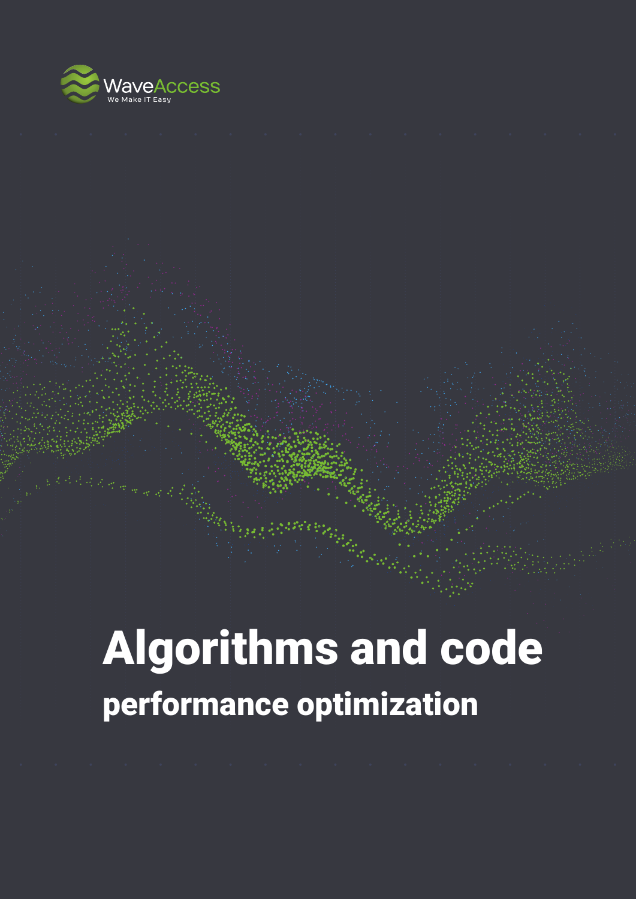WaveAccess
We Make IT Easy

# Algorithms and code

## performance optimization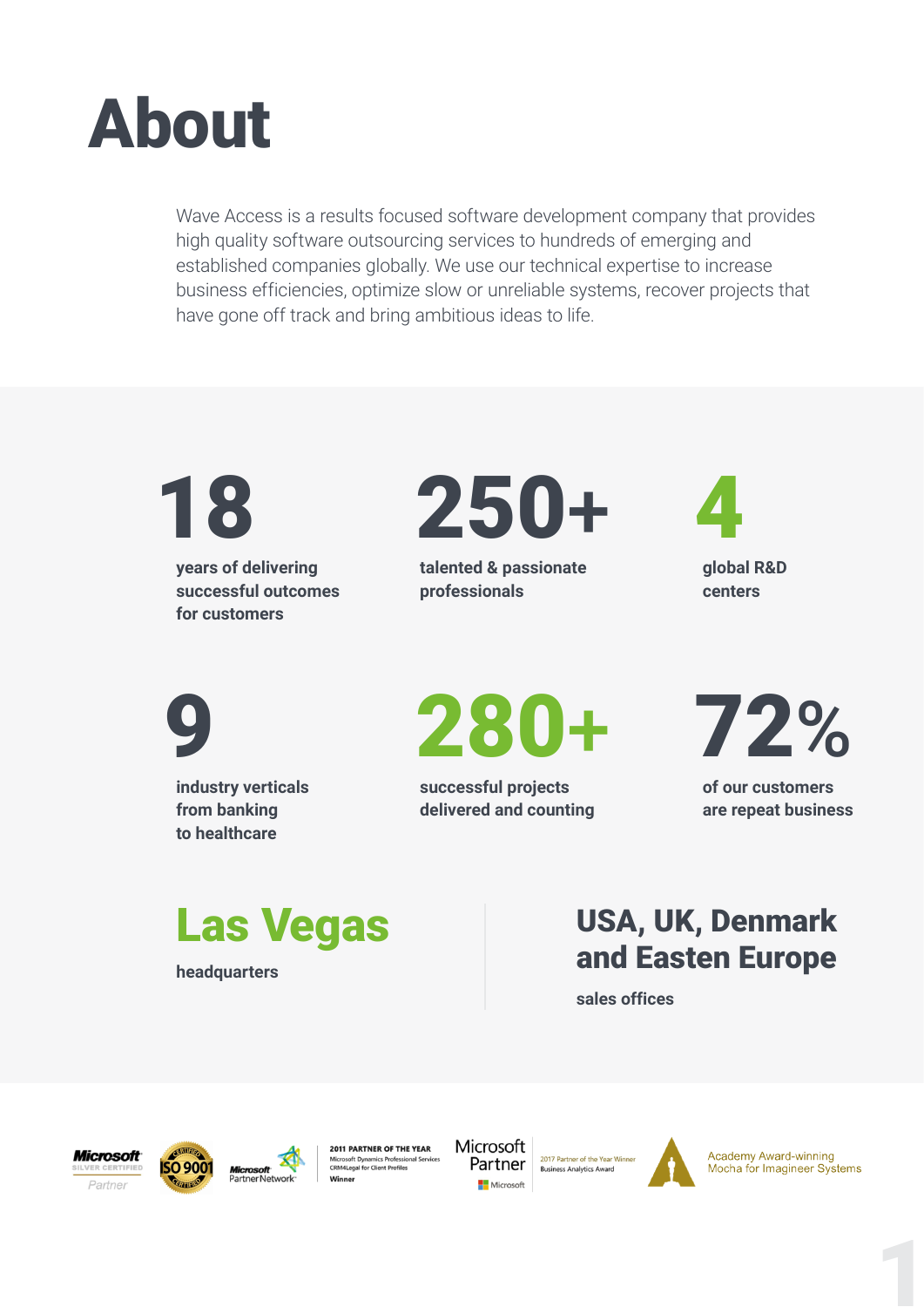# About

Wave Access is a results focused software development company that provides high quality software outsourcing services to hundreds of emerging and established companies globally. We use our technical expertise to increase business efficiencies, optimize slow or unreliable systems, recover projects that have gone off track and bring ambitious ideas to life.

**18**

**years of delivering successful outcomes for customers**

**250+**

**talented & passionate professionals**

**4**

**global R&D centers**

**9**

**industry verticals from banking to healthcare**

**280+**

**successful projects delivered and counting**

**72%**

**of our customers are repeat business**

**Las Vegas**

**headquarters**

**USA, UK, Denmark and Easten Europe**

**sales offices**

Microsoft Silver Certified Partner

ISO 9001 Certified

Microsoft Partner Network

2011 PARTNER OF THE YEAR
Microsoft Dynamics Professional Services
CRM4Legal for Client Profiles
Winner

Microsoft Partner

2017 Partner of the Year Winner
Business Analytics Award

Academy Award-winning Mocha for Imagineer Systems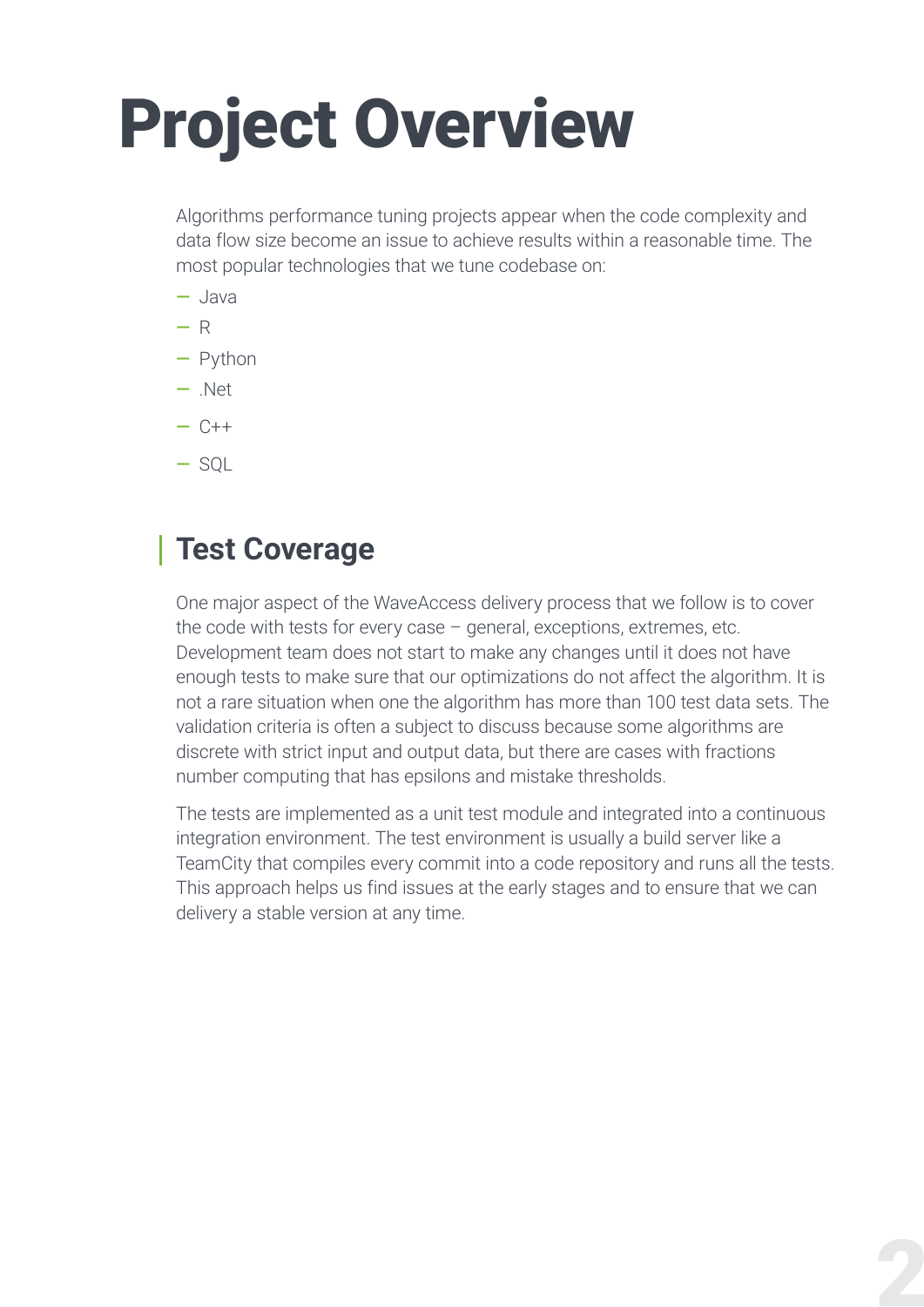# Project Overview

Algorithms performance tuning projects appear when the code complexity and data flow size become an issue to achieve results within a reasonable time. The most popular technologies that we tune codebase on:

- Java
- R
- Python
- .Net
- C++
- SQL

## Test Coverage

One major aspect of the WaveAccess delivery process that we follow is to cover the code with tests for every case – general, exceptions, extremes, etc. Development team does not start to make any changes until it does not have enough tests to make sure that our optimizations do not affect the algorithm. It is not a rare situation when one the algorithm has more than 100 test data sets. The validation criteria is often a subject to discuss because some algorithms are discrete with strict input and output data, but there are cases with fractions number computing that has epsilons and mistake thresholds.

The tests are implemented as a unit test module and integrated into a continuous integration environment. The test environment is usually a build server like a TeamCity that compiles every commit into a code repository and runs all the tests. This approach helps us find issues at the early stages and to ensure that we can delivery a stable version at any time.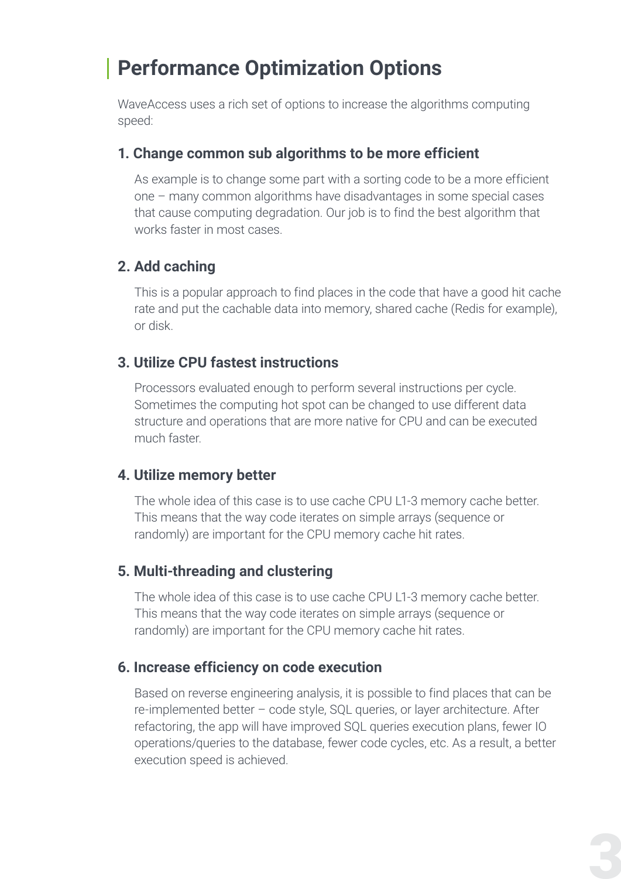## Performance Optimization Options

WaveAccess uses a rich set of options to increase the algorithms computing speed:

### 1. Change common sub algorithms to be more efficient

As example is to change some part with a sorting code to be a more efficient one – many common algorithms have disadvantages in some special cases that cause computing degradation. Our job is to find the best algorithm that works faster in most cases.

### 2. Add caching

This is a popular approach to find places in the code that have a good hit cache rate and put the cachable data into memory, shared cache (Redis for example), or disk.

### 3. Utilize CPU fastest instructions

Processors evaluated enough to perform several instructions per cycle. Sometimes the computing hot spot can be changed to use different data structure and operations that are more native for CPU and can be executed much faster.

### 4. Utilize memory better

The whole idea of this case is to use cache CPU L1-3 memory cache better. This means that the way code iterates on simple arrays (sequence or randomly) are important for the CPU memory cache hit rates.

### 5. Multi-threading and clustering

The whole idea of this case is to use cache CPU L1-3 memory cache better. This means that the way code iterates on simple arrays (sequence or randomly) are important for the CPU memory cache hit rates.

### 6. Increase efficiency on code execution

Based on reverse engineering analysis, it is possible to find places that can be re-implemented better – code style, SQL queries, or layer architecture. After refactoring, the app will have improved SQL queries execution plans, fewer IO operations/queries to the database, fewer code cycles, etc. As a result, a better execution speed is achieved.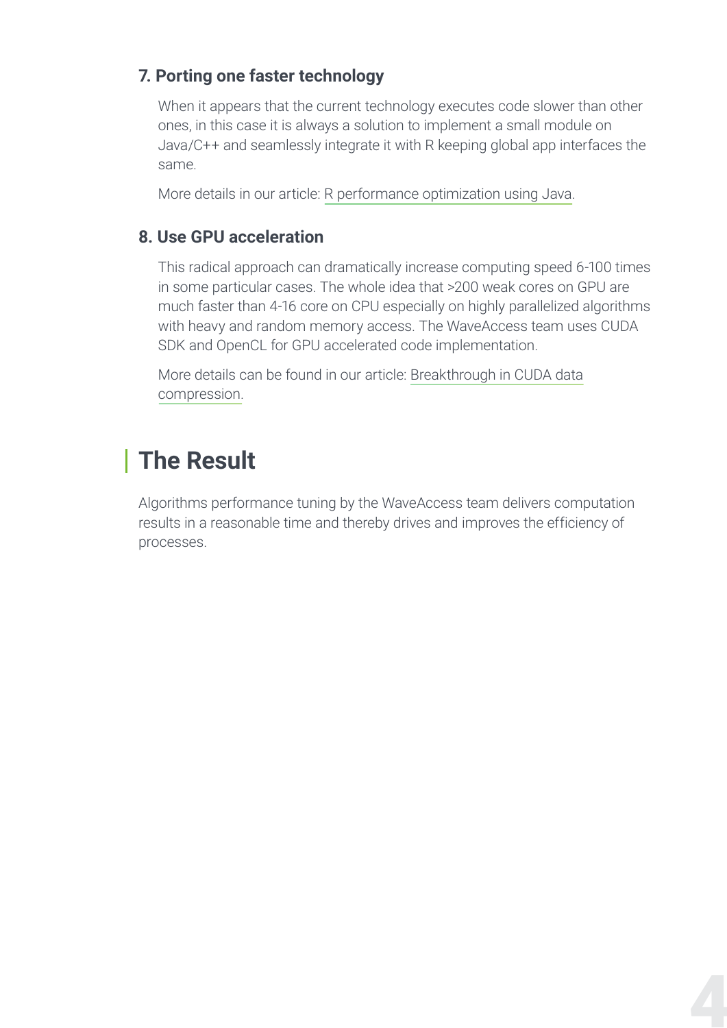### 7. Porting one faster technology

When it appears that the current technology executes code slower than other ones, in this case it is always a solution to implement a small module on Java/C++ and seamlessly integrate it with R keeping global app interfaces the same.

More details in our article: R performance optimization using Java.

### 8. Use GPU acceleration

This radical approach can dramatically increase computing speed 6-100 times in some particular cases. The whole idea that >200 weak cores on GPU are much faster than 4-16 core on CPU especially on highly parallelized algorithms with heavy and random memory access. The WaveAccess team uses CUDA SDK and OpenCL for GPU accelerated code implementation.

More details can be found in our article: Breakthrough in CUDA data compression.

## The Result

Algorithms performance tuning by the WaveAccess team delivers computation results in a reasonable time and thereby drives and improves the efficiency of processes.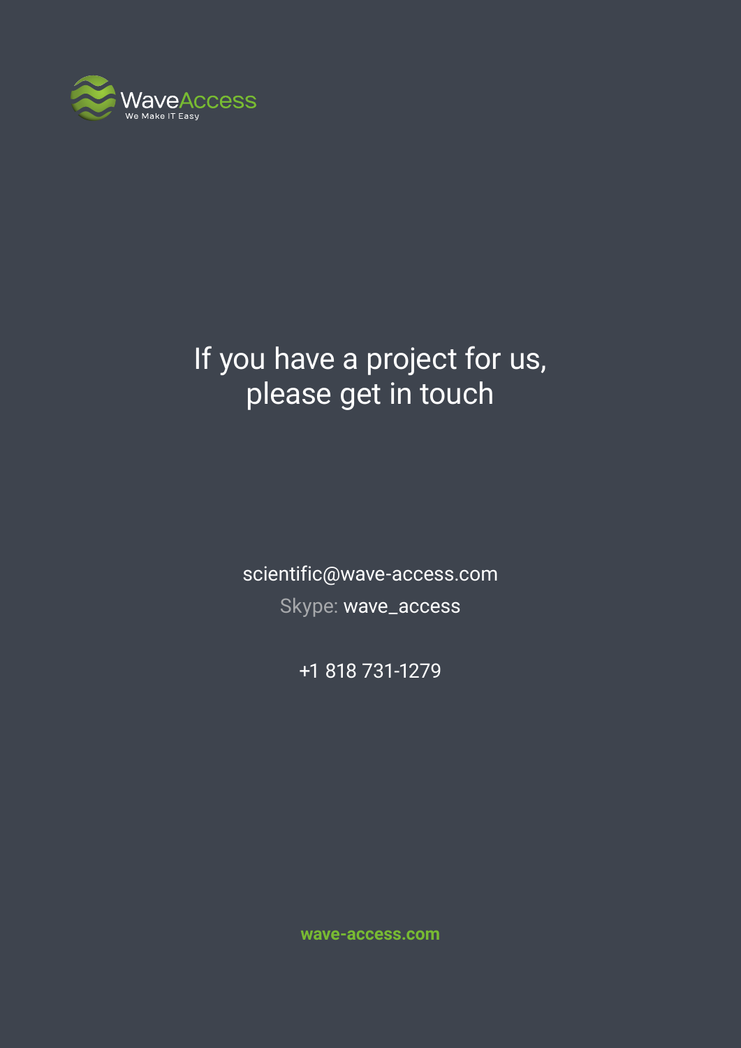WaveAccess

We Make IT Easy

# If you have a project for us, please get in touch

scientific@wave-access.com

Skype: wave_access

+1 818 731-1279

**wave-access.com**